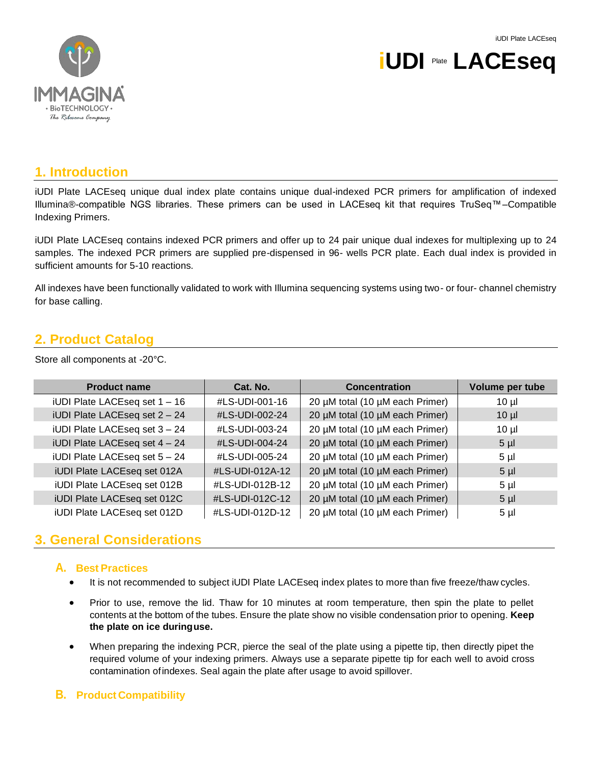# iUDI Plate LACEseq

## 1. Introduction

iUDI Plate LACEseq unique dual index plate contains unique dual-indexed PCR primers for amplification of indexed Illumina®-compatible NGS libraries. These primers can be used in LACEseq kit that requires TruSeq™–Compatible Indexing Primers.

iUDI Plate LACEseq contains indexed PCR primers and offer up to 24 pair unique dual indexes for multiplexing up to 24 samples. The indexed PCR primers are supplied pre-dispensed in 96- wells PCR plate. Each dual index is provided in sufficient amounts for 5-10 reactions.

All indexes have been functionally validated to work with Illumina sequencing systems using two- or four- channel chemistry for base calling.

## 2. Product Catalog

Store all components at -20°C.

| Product name | Cat. No. | Concentration | Volume per tube |
|---|---|---|---|
| iUDI Plate LACEseq set 1 – 16 | #LS-UDI-001-16 | 20 µM total (10 µM each Primer) | 10 µl |
| iUDI Plate LACEseq set 2 – 24 | #LS-UDI-002-24 | 20 µM total (10 µM each Primer) | 10 µl |
| iUDI Plate LACEseq set 3 – 24 | #LS-UDI-003-24 | 20 µM total (10 µM each Primer) | 10 µl |
| iUDI Plate LACEseq set 4 – 24 | #LS-UDI-004-24 | 20 µM total (10 µM each Primer) | 5 µl |
| iUDI Plate LACEseq set 5 – 24 | #LS-UDI-005-24 | 20 µM total (10 µM each Primer) | 5 µl |
| iUDI Plate LACEseq set 012A | #LS-UDI-012A-12 | 20 µM total (10 µM each Primer) | 5 µl |
| iUDI Plate LACEseq set 012B | #LS-UDI-012B-12 | 20 µM total (10 µM each Primer) | 5 µl |
| iUDI Plate LACEseq set 012C | #LS-UDI-012C-12 | 20 µM total (10 µM each Primer) | 5 µl |
| iUDI Plate LACEseq set 012D | #LS-UDI-012D-12 | 20 µM total (10 µM each Primer) | 5 µl |

## 3. General Considerations

### A. Best Practices

- It is not recommended to subject iUDI Plate LACEseq index plates to more than five freeze/thaw cycles.
- Prior to use, remove the lid. Thaw for 10 minutes at room temperature, then spin the plate to pellet contents at the bottom of the tubes. Ensure the plate show no visible condensation prior to opening. **Keep the plate on ice during use.**
- When preparing the indexing PCR, pierce the seal of the plate using a pipette tip, then directly pipet the required volume of your indexing primers. Always use a separate pipette tip for each well to avoid cross contamination of indexes. Seal again the plate after usage to avoid spillover.

### B. Product Compatibility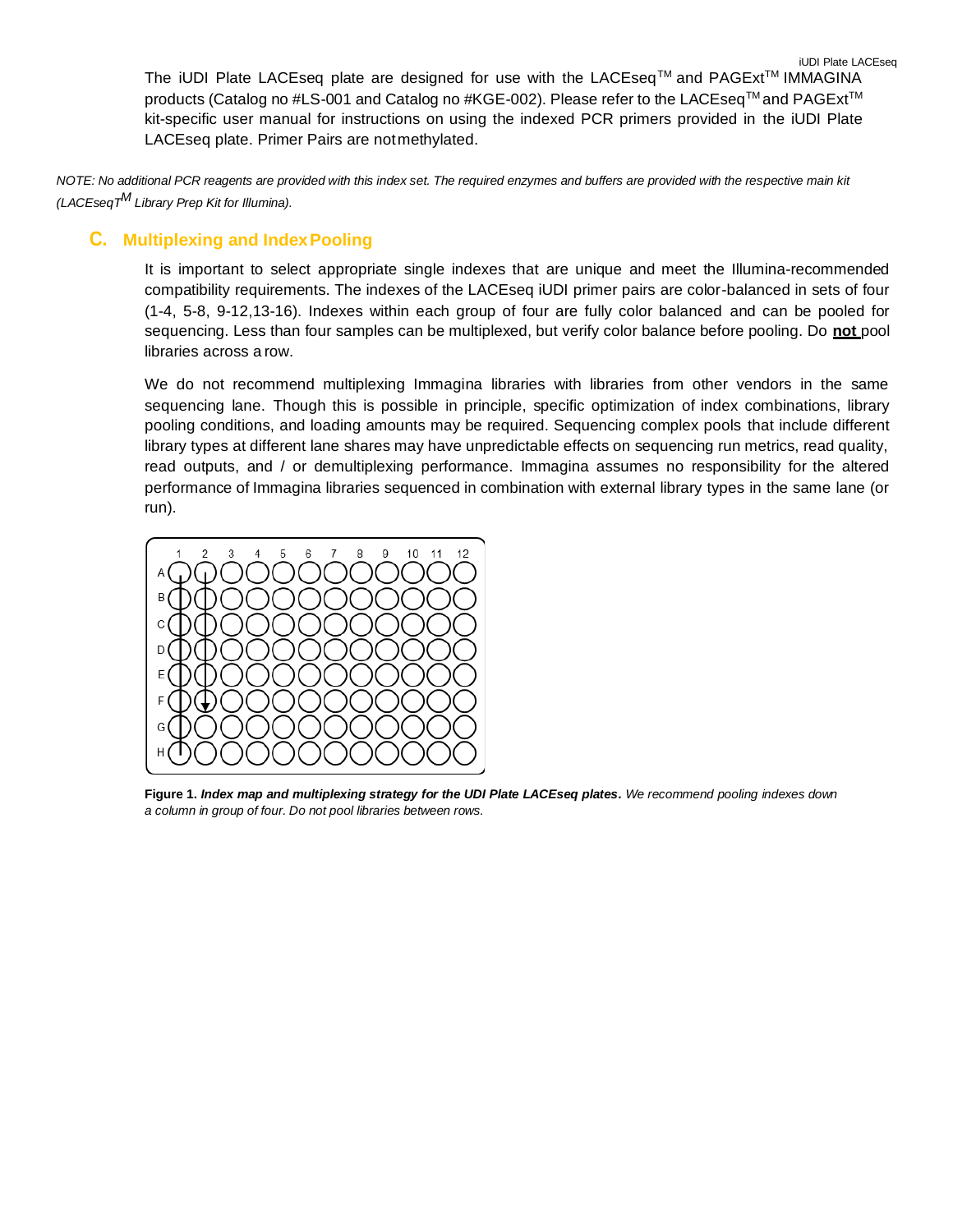The iUDI Plate LACEseq plate are designed for use with the LACEseq™ and PAGExt™ IMMAGINA products (Catalog no #LS-001 and Catalog no #KGE-002). Please refer to the LACEseq™ and PAGExt™ kit-specific user manual for instructions on using the indexed PCR primers provided in the iUDI Plate LACEseq plate. Primer Pairs are not methylated.

*NOTE: No additional PCR reagents are provided with this index set. The required enzymes and buffers are provided with the respective main kit (LACEseqT[M] Library Prep Kit for Illumina).*

## C. Multiplexing and Index Pooling

It is important to select appropriate single indexes that are unique and meet the Illumina-recommended compatibility requirements. The indexes of the LACEseq iUDI primer pairs are color-balanced in sets of four (1-4, 5-8, 9-12,13-16). Indexes within each group of four are fully color balanced and can be pooled for sequencing. Less than four samples can be multiplexed, but verify color balance before pooling. Do **not** pool libraries across a row.

We do not recommend multiplexing Immagina libraries with libraries from other vendors in the same sequencing lane. Though this is possible in principle, specific optimization of index combinations, library pooling conditions, and loading amounts may be required. Sequencing complex pools that include different library types at different lane shares may have unpredictable effects on sequencing run metrics, read quality, read outputs, and / or demultiplexing performance. Immagina assumes no responsibility for the altered performance of Immagina libraries sequenced in combination with external library types in the same lane (or run).

**Figure 1.** ***Index map and multiplexing strategy for the UDI Plate LACEseq plates.*** *We recommend pooling indexes down a column in group of four. Do not pool libraries between rows.*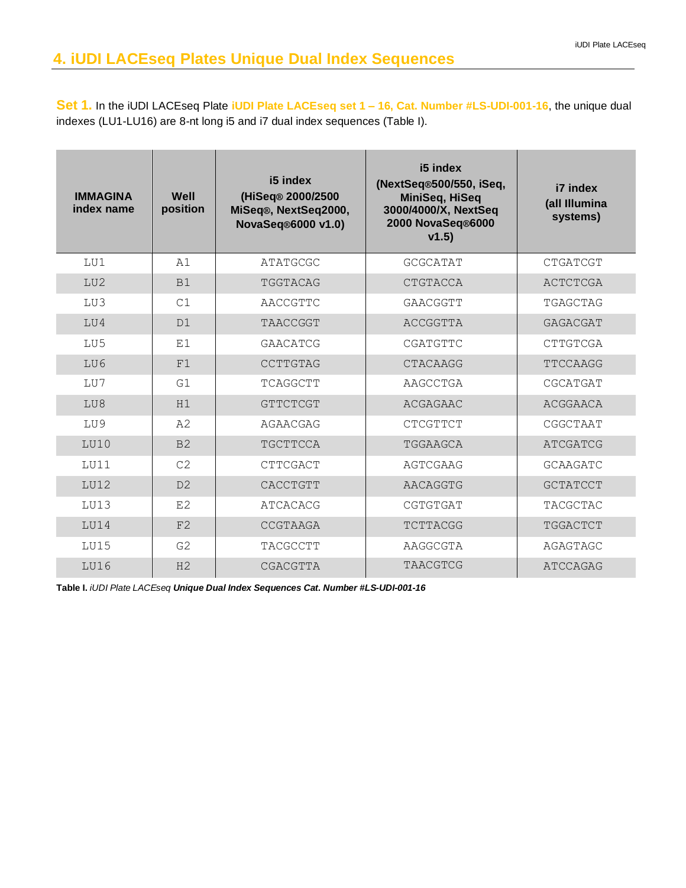## 4. iUDI LACEseq Plates Unique Dual Index Sequences

**Set 1.** In the iUDI LACEseq Plate **iUDI Plate LACEseq set 1 – 16, Cat. Number #LS-UDI-001-16**, the unique dual indexes (LU1-LU16) are 8-nt long i5 and i7 dual index sequences (Table I).

| IMMAGINA index name | Well position | i5 index (HiSeq® 2000/2500 MiSeq®, NextSeq2000, NovaSeq®6000 v1.0) | i5 index (NextSeq®500/550, iSeq, MiniSeq, HiSeq 3000/4000/X, NextSeq 2000 NovaSeq®6000 v1.5) | i7 index (all Illumina systems) |
|---|---|---|---|---|
| LU1 | A1 | ATATGCGC | GCGCATAT | CTGATCGT |
| LU2 | B1 | TGGTACAG | CTGTACCA | ACTCTCGA |
| LU3 | C1 | AACCGTTC | GAACGGTT | TGAGCTAG |
| LU4 | D1 | TAACCGGT | ACCGGTTA | GAGACGAT |
| LU5 | E1 | GAACATCG | CGATGTTC | CTTGTCGA |
| LU6 | F1 | CCTTGTAG | CTACAAGG | TTCCAAGG |
| LU7 | G1 | TCAGGCTT | AAGCCTGA | CGCATGAT |
| LU8 | H1 | GTTCTCGT | ACGAGAAC | ACGGAACA |
| LU9 | A2 | AGAACGAG | CTCGTTCT | CGGCTAAT |
| LU10 | B2 | TGCTTCCA | TGGAAGCA | ATCGATCG |
| LU11 | C2 | CTTCGACT | AGTCGAAG | GCAAGATC |
| LU12 | D2 | CACCTGTT | AACAGGTG | GCTATCCT |
| LU13 | E2 | ATCACACG | CGTGTGAT | TACGCTAC |
| LU14 | F2 | CCGTAAGA | TCTTACGG | TGGACTCT |
| LU15 | G2 | TACGCCTT | AAGGCGTA | AGAGTAGC |
| LU16 | H2 | CGACGTTA | TAACGTCG | ATCCAGAG |

**Table I.** *iUDI Plate LACEseq* ***Unique Dual Index Sequences Cat. Number #LS-UDI-001-16***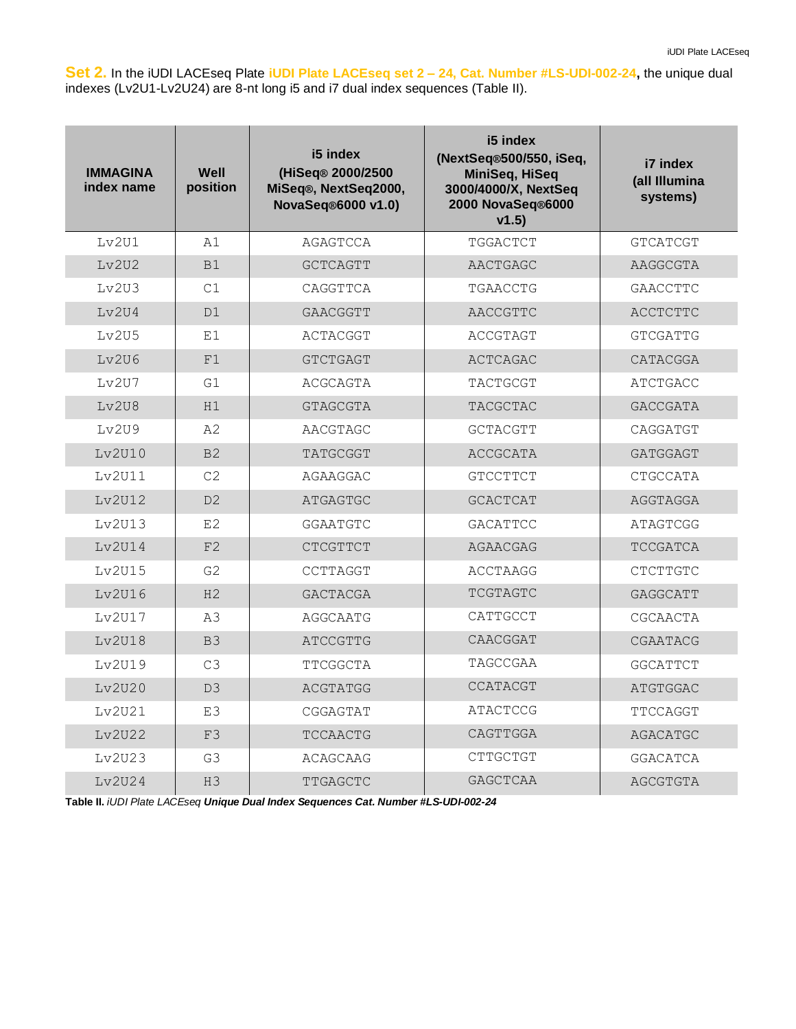**Set 2.** In the iUDI LACEseq Plate **iUDI Plate LACEseq set 2 – 24, Cat. Number #LS-UDI-002-24,** the unique dual indexes (Lv2U1-Lv2U24) are 8-nt long i5 and i7 dual index sequences (Table II).

| IMMAGINA index name | Well position | i5 index (HiSeq® 2000/2500 MiSeq®, NextSeq2000, NovaSeq®6000 v1.0) | i5 index (NextSeq®500/550, iSeq, MiniSeq, HiSeq 3000/4000/X, NextSeq 2000 NovaSeq®6000 v1.5) | i7 index (all Illumina systems) |
|---|---|---|---|---|
| Lv2U1 | A1 | AGAGTCCA | TGGACTCT | GTCATCGT |
| Lv2U2 | B1 | GCTCAGTT | AACTGAGC | AAGGCGTA |
| Lv2U3 | C1 | CAGGTTCA | TGAACCTG | GAACCTTC |
| Lv2U4 | D1 | GAACGGTT | AACCGTTC | ACCTCTTC |
| Lv2U5 | E1 | ACTACGGT | ACCGTAGT | GTCGATTG |
| Lv2U6 | F1 | GTCTGAGT | ACTCAGAC | CATACGGA |
| Lv2U7 | G1 | ACGCAGTA | TACTGCGT | ATCTGACC |
| Lv2U8 | H1 | GTAGCGTA | TACGCTAC | GACCGATA |
| Lv2U9 | A2 | AACGTAGC | GCTACGTT | CAGGATGT |
| Lv2U10 | B2 | TATGCGGT | ACCGCATA | GATGGAGT |
| Lv2U11 | C2 | AGAAGGAC | GTCCTTCT | CTGCCATA |
| Lv2U12 | D2 | ATGAGTGC | GCACTCAT | AGGTAGGA |
| Lv2U13 | E2 | GGAATGTC | GACATTCC | ATAGTCGG |
| Lv2U14 | F2 | CTCGTTCT | AGAACGAG | TCCGATCA |
| Lv2U15 | G2 | CCTTAGGT | ACCTAAGG | CTCTTGTC |
| Lv2U16 | H2 | GACTACGA | TCGTAGTC | GAGGCATT |
| Lv2U17 | A3 | AGGCAATG | CATTGCCT | CGCAACTA |
| Lv2U18 | B3 | ATCCGTTG | CAACGGAT | CGAATACG |
| Lv2U19 | C3 | TTCGGCTA | TAGCCGAA | GGCATTCT |
| Lv2U20 | D3 | ACGTATGG | CCATACGT | ATGTGGAC |
| Lv2U21 | E3 | CGGAGTAT | ATACTCCG | TTCCAGGT |
| Lv2U22 | F3 | TCCAACTG | CAGTTGGA | AGACATGC |
| Lv2U23 | G3 | ACAGCAAG | CTTGCTGT | GGACATCA |
| Lv2U24 | H3 | TTGAGCTC | GAGCTCAA | AGCGTGTA |

**Table II.** *iUDI Plate LACEseq* ***Unique Dual Index Sequences Cat. Number #LS-UDI-002-24***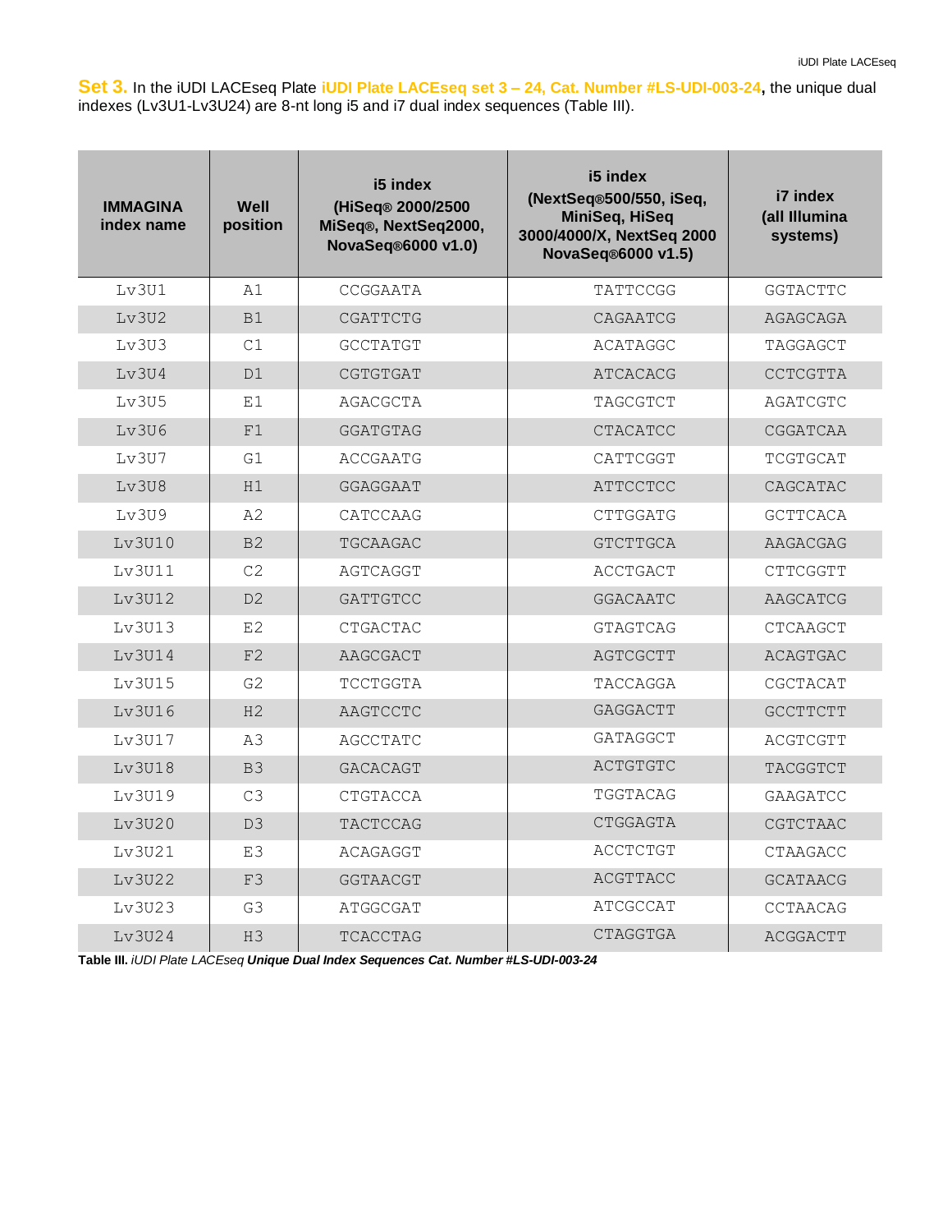**Set 3.** In the iUDI LACEseq Plate **iUDI Plate LACEseq set 3 – 24, Cat. Number #LS-UDI-003-24,** the unique dual indexes (Lv3U1-Lv3U24) are 8-nt long i5 and i7 dual index sequences (Table III).

| IMMAGINA index name | Well position | i5 index (HiSeq® 2000/2500 MiSeq®, NextSeq2000, NovaSeq®6000 v1.0) | i5 index (NextSeq®500/550, iSeq, MiniSeq, HiSeq 3000/4000/X, NextSeq 2000 NovaSeq®6000 v1.5) | i7 index (all Illumina systems) |
|---|---|---|---|---|
| Lv3U1 | A1 | CCGGAATA | TATTCCGG | GGTACTTC |
| Lv3U2 | B1 | CGATTCTG | CAGAATCG | AGAGCAGA |
| Lv3U3 | C1 | GCCTATGT | ACATAGGC | TAGGAGCT |
| Lv3U4 | D1 | CGTGTGAT | ATCACACG | CCTCGTTA |
| Lv3U5 | E1 | AGACGCTA | TAGCGTCT | AGATCGTC |
| Lv3U6 | F1 | GGATGTAG | CTACATCC | CGGATCAA |
| Lv3U7 | G1 | ACCGAATG | CATTCGGT | TCGTGCAT |
| Lv3U8 | H1 | GGAGGAAT | ATTCCTCC | CAGCATAC |
| Lv3U9 | A2 | CATCCAAG | CTTGGATG | GCTTCACA |
| Lv3U10 | B2 | TGCAAGAC | GTCTTGCA | AAGACGAG |
| Lv3U11 | C2 | AGTCAGGT | ACCTGACT | CTTCGGTT |
| Lv3U12 | D2 | GATTGTCC | GGACAATC | AAGCATCG |
| Lv3U13 | E2 | CTGACTAC | GTAGTCAG | CTCAAGCT |
| Lv3U14 | F2 | AAGCGACT | AGTCGCTT | ACAGTGAC |
| Lv3U15 | G2 | TCCTGGTA | TACCAGGA | CGCTACAT |
| Lv3U16 | H2 | AAGTCCTC | GAGGACTT | GCCTTCTT |
| Lv3U17 | A3 | AGCCTATC | GATAGGCT | ACGTCGTT |
| Lv3U18 | B3 | GACACAGT | ACTGTGTC | TACGGTCT |
| Lv3U19 | C3 | CTGTACCA | TGGTACAG | GAAGATCC |
| Lv3U20 | D3 | TACTCCAG | CTGGAGTA | CGTCTAAC |
| Lv3U21 | E3 | ACAGAGGT | ACCTCTGT | CTAAGACC |
| Lv3U22 | F3 | GGTAACGT | ACGTTACC | GCATAACG |
| Lv3U23 | G3 | ATGGCGAT | ATCGCCAT | CCTAACAG |
| Lv3U24 | H3 | TCACCTAG | CTAGGTGA | ACGGACTT |

**Table III.** *iUDI Plate LACEseq* ***Unique Dual Index Sequences Cat. Number #LS-UDI-003-24***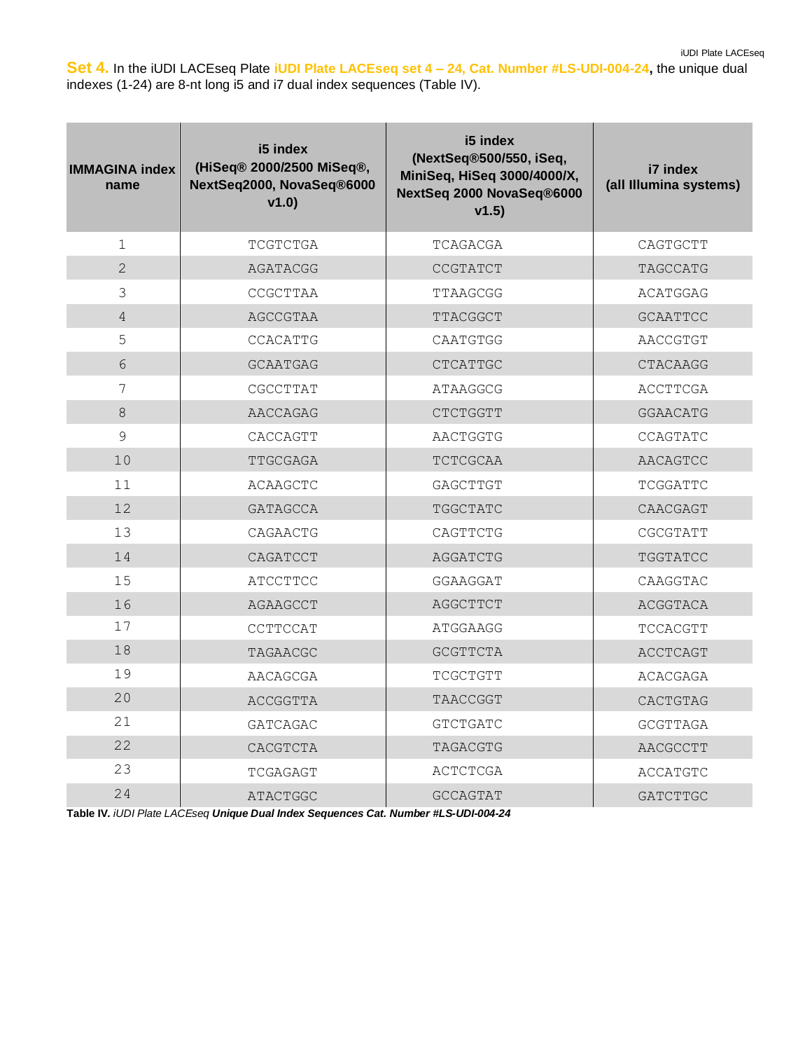**Set 4.** In the iUDI LACEseq Plate **iUDI Plate LACEseq set 4 – 24, Cat. Number #LS-UDI-004-24,** the unique dual indexes (1-24) are 8-nt long i5 and i7 dual index sequences (Table IV).

| IMMAGINA index name | i5 index (HiSeq® 2000/2500 MiSeq®, NextSeq2000, NovaSeq®6000 v1.0) | i5 index (NextSeq®500/550, iSeq, MiniSeq, HiSeq 3000/4000/X, NextSeq 2000 NovaSeq®6000 v1.5) | i7 index (all Illumina systems) |
|---|---|---|---|
| 1 | TCGTCTGA | TCAGACGA | CAGTGCTT |
| 2 | AGATACGG | CCGTATCT | TAGCCATG |
| 3 | CCGCTTAA | TTAAGCGG | ACATGGAG |
| 4 | AGCCGTAA | TTACGGCT | GCAATTCC |
| 5 | CCACATTG | CAATGTGG | AACCGTGT |
| 6 | GCAATGAG | CTCATTGC | CTACAAGG |
| 7 | CGCCTTAT | ATAAGGCG | ACCTTCGA |
| 8 | AACCAGAG | CTCTGGTT | GGAACATG |
| 9 | CACCAGTT | AACTGGTG | CCAGTATC |
| 10 | TTGCGAGA | TCTCGCAA | AACAGTCC |
| 11 | ACAAGCTC | GAGCTTGT | TCGGATTC |
| 12 | GATAGCCA | TGGCTATC | CAACGAGT |
| 13 | CAGAACTG | CAGTTCTG | CGCGTATT |
| 14 | CAGATCCT | AGGATCTG | TGGTATCC |
| 15 | ATCCTTCC | GGAAGGAT | CAAGGTAC |
| 16 | AGAAGCCT | AGGCTTCT | ACGGTACA |
| 17 | CCTTCCAT | ATGGAAGG | TCCACGTT |
| 18 | TAGAACGC | GCGTTCTA | ACCTCAGT |
| 19 | AACAGCGA | TCGCTGTT | ACACGAGA |
| 20 | ACCGGTTA | TAACCGGT | CACTGTAG |
| 21 | GATCAGAC | GTCTGATC | GCGTTAGA |
| 22 | CACGTCTA | TAGACGTG | AACGCCTT |
| 23 | TCGAGAGT | ACTCTCGA | ACCATGTC |
| 24 | ATACTGGC | GCCAGTAT | GATCTTGC |

**Table IV.** *iUDI Plate LACEseq* ***Unique Dual Index Sequences Cat. Number #LS-UDI-004-24***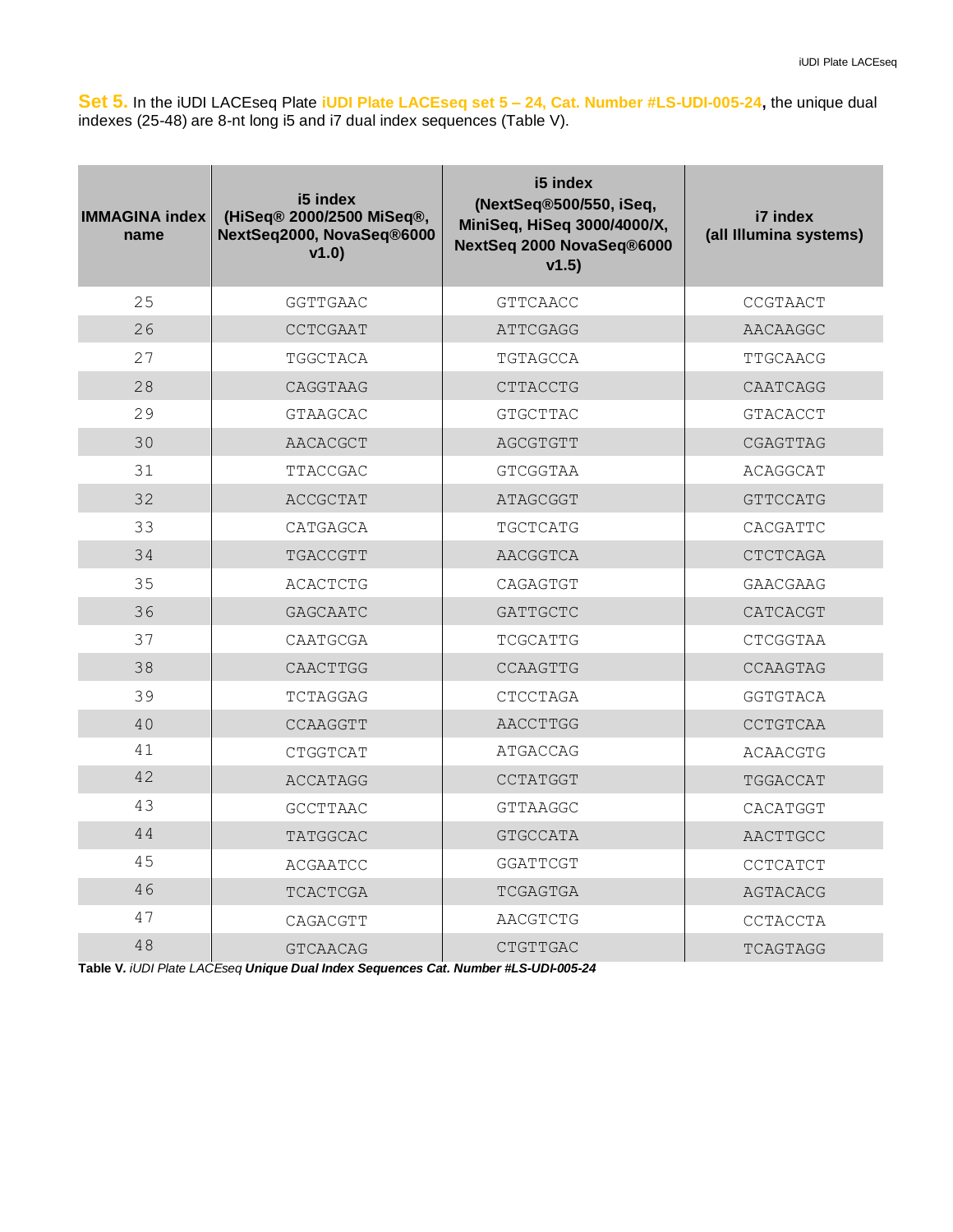**Set 5.** In the iUDI LACEseq Plate **iUDI Plate LACEseq set 5 – 24, Cat. Number #LS-UDI-005-24,** the unique dual indexes (25-48) are 8-nt long i5 and i7 dual index sequences (Table V).

| IMMAGINA index name | i5 index (HiSeq® 2000/2500 MiSeq®, NextSeq2000, NovaSeq®6000 v1.0) | i5 index (NextSeq®500/550, iSeq, MiniSeq, HiSeq 3000/4000/X, NextSeq 2000 NovaSeq®6000 v1.5) | i7 index (all Illumina systems) |
|---|---|---|---|
| 25 | GGTTGAAC | GTTCAACC | CCGTAACT |
| 26 | CCTCGAAT | ATTCGAGG | AACAAGGC |
| 27 | TGGCTACA | TGTAGCCA | TTGCAACG |
| 28 | CAGGTAAG | CTTACCTG | CAATCAGG |
| 29 | GTAAGCAC | GTGCTTAC | GTACACCT |
| 30 | AACACGCT | AGCGTGTT | CGAGTTAG |
| 31 | TTACCGAC | GTCGGTAA | ACAGGCAT |
| 32 | ACCGCTAT | ATAGCGGT | GTTCCATG |
| 33 | CATGAGCA | TGCTCATG | CACGATTC |
| 34 | TGACCGTT | AACGGTCA | CTCTCAGA |
| 35 | ACACTCTG | CAGAGTGT | GAACGAAG |
| 36 | GAGCAATC | GATTGCTC | CATCACGT |
| 37 | CAATGCGA | TCGCATTG | CTCGGTAA |
| 38 | CAACTTGG | CCAAGTTG | CCAAGTAG |
| 39 | TCTAGGAG | CTCCTAGA | GGTGTACA |
| 40 | CCAAGGTT | AACCTTGG | CCTGTCAA |
| 41 | CTGGTCAT | ATGACCAG | ACAACGTG |
| 42 | ACCATAGG | CCTATGGT | TGGACCAT |
| 43 | GCCTTAAC | GTTAAGGC | CACATGGT |
| 44 | TATGGCAC | GTGCCATA | AACTTGCC |
| 45 | ACGAATCC | GGATTCGT | CCTCATCT |
| 46 | TCACTCGA | TCGAGTGA | AGTACACG |
| 47 | CAGACGTT | AACGTCTG | CCTACCTA |
| 48 | GTCAACAG | CTGTTGAC | TCAGTAGG |

**Table V.** *iUDI Plate LACEseq* ***Unique Dual Index Sequences Cat. Number #LS-UDI-005-24***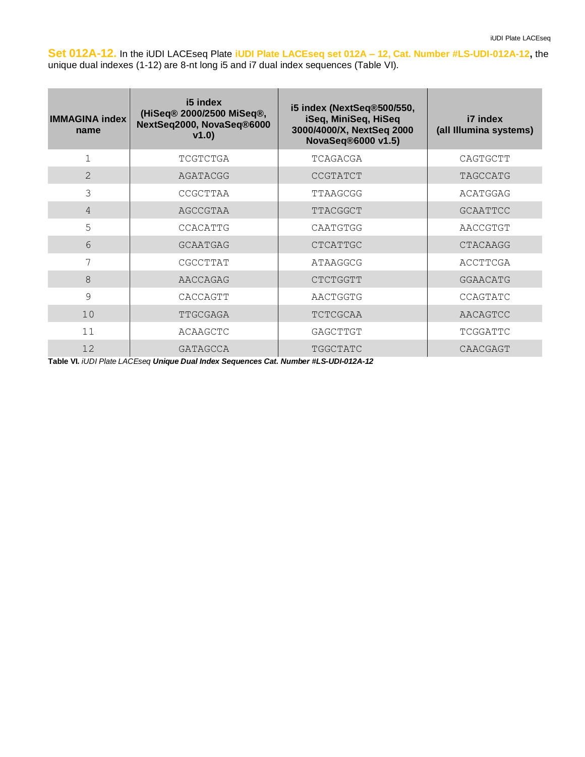**Set 012A-12.** In the iUDI LACEseq Plate **iUDI Plate LACEseq set 012A – 12, Cat. Number #LS-UDI-012A-12,** the unique dual indexes (1-12) are 8-nt long i5 and i7 dual index sequences (Table VI).

| IMMAGINA index name | i5 index (HiSeq® 2000/2500 MiSeq®, NextSeq2000, NovaSeq®6000 v1.0) | i5 index (NextSeq®500/550, iSeq, MiniSeq, HiSeq 3000/4000/X, NextSeq 2000 NovaSeq®6000 v1.5) | i7 index (all Illumina systems) |
|---|---|---|---|
| 1 | TCGTCTGA | TCAGACGA | CAGTGCTT |
| 2 | AGATACGG | CCGTATCT | TAGCCATG |
| 3 | CCGCTTAA | TTAAGCGG | ACATGGAG |
| 4 | AGCCGTAA | TTACGGCT | GCAATTCC |
| 5 | CCACATTG | CAATGTGG | AACCGTGT |
| 6 | GCAATGAG | CTCATTGC | CTACAAGG |
| 7 | CGCCTTAT | ATAAGGCG | ACCTTCGA |
| 8 | AACCAGAG | CTCTGGTT | GGAACATG |
| 9 | CACCAGTT | AACTGGTG | CCAGTATC |
| 10 | TTGCGAGA | TCTCGCAA | AACAGTCC |
| 11 | ACAAGCTC | GAGCTTGT | TCGGATTC |
| 12 | GATAGCCA | TGGCTATC | CAACGAGT |

**Table VI.** *iUDI Plate LACEseq* ***Unique Dual Index Sequences Cat. Number #LS-UDI-012A-12***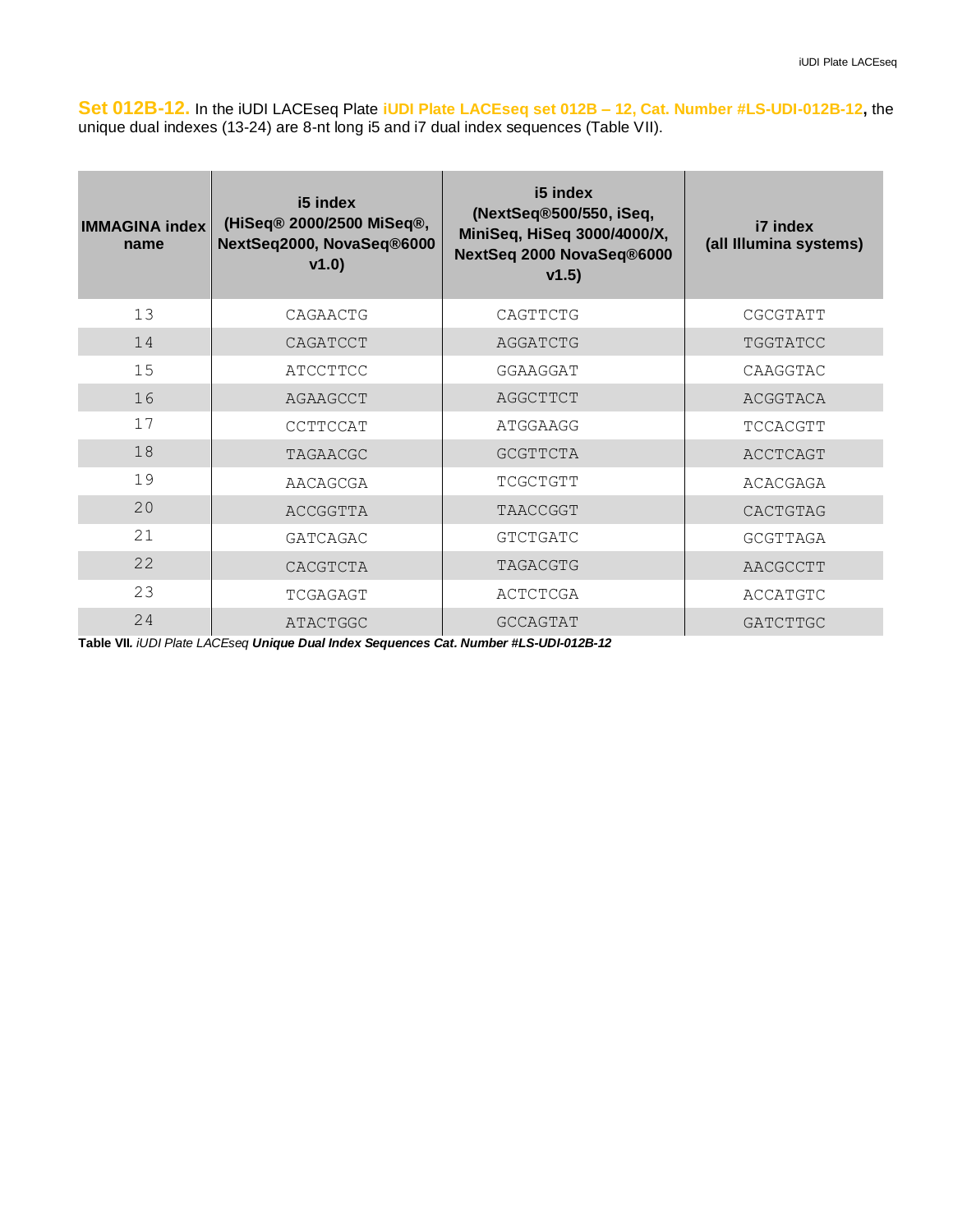**Set 012B-12.** In the iUDI LACEseq Plate **iUDI Plate LACEseq set 012B – 12, Cat. Number #LS-UDI-012B-12,** the unique dual indexes (13-24) are 8-nt long i5 and i7 dual index sequences (Table VII).

| IMMAGINA index name | i5 index (HiSeq® 2000/2500 MiSeq®, NextSeq2000, NovaSeq®6000 v1.0) | i5 index (NextSeq®500/550, iSeq, MiniSeq, HiSeq 3000/4000/X, NextSeq 2000 NovaSeq®6000 v1.5) | i7 index (all Illumina systems) |
|---|---|---|---|
| 13 | CAGAACTG | CAGTTCTG | CGCGTATT |
| 14 | CAGATCCT | AGGATCTG | TGGTATCC |
| 15 | ATCCTTCC | GGAAGGAT | CAAGGTAC |
| 16 | AGAAGCCT | AGGCTTCT | ACGGTACA |
| 17 | CCTTCCAT | ATGGAAGG | TCCACGTT |
| 18 | TAGAACGC | GCGTTCTA | ACCTCAGT |
| 19 | AACAGCGA | TCGCTGTT | ACACGAGA |
| 20 | ACCGGTTA | TAACCGGT | CACTGTAG |
| 21 | GATCAGAC | GTCTGATC | GCGTTAGA |
| 22 | CACGTCTA | TAGACGTG | AACGCCTT |
| 23 | TCGAGAGT | ACTCTCGA | ACCATGTC |
| 24 | ATACTGGC | GCCAGTAT | GATCTTGC |

**Table VII.** *iUDI Plate LACEseq* ***Unique Dual Index Sequences Cat. Number #LS-UDI-012B-12***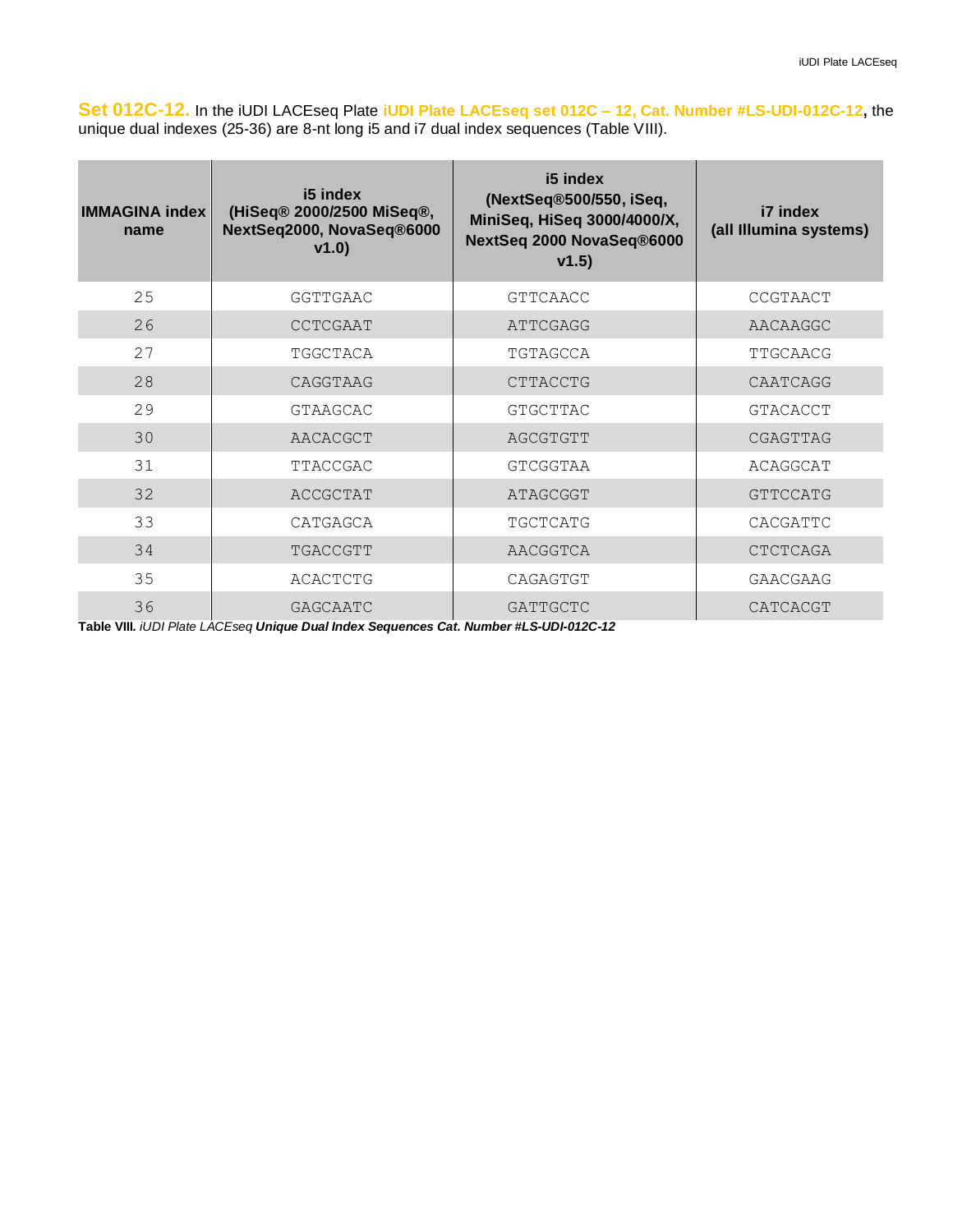**Set 012C-12.** In the iUDI LACEseq Plate **iUDI Plate LACEseq set 012C – 12, Cat. Number #LS-UDI-012C-12,** the unique dual indexes (25-36) are 8-nt long i5 and i7 dual index sequences (Table VIII).

| IMMAGINA index name | i5 index (HiSeq® 2000/2500 MiSeq®, NextSeq2000, NovaSeq®6000 v1.0) | i5 index (NextSeq®500/550, iSeq, MiniSeq, HiSeq 3000/4000/X, NextSeq 2000 NovaSeq®6000 v1.5) | i7 index (all Illumina systems) |
|---|---|---|---|
| 25 | GGTTGAAC | GTTCAACC | CCGTAACT |
| 26 | CCTCGAAT | ATTCGAGG | AACAAGGC |
| 27 | TGGCTACA | TGTAGCCA | TTGCAACG |
| 28 | CAGGTAAG | CTTACCTG | CAATCAGG |
| 29 | GTAAGCAC | GTGCTTAC | GTACACCT |
| 30 | AACACGCT | AGCGTGTT | CGAGTTAG |
| 31 | TTACCGAC | GTCGGTAA | ACAGGCAT |
| 32 | ACCGCTAT | ATAGCGGT | GTTCCATG |
| 33 | CATGAGCA | TGCTCATG | CACGATTC |
| 34 | TGACCGTT | AACGGTCA | CTCTCAGA |
| 35 | ACACTCTG | CAGAGTGT | GAACGAAG |
| 36 | GAGCAATC | GATTGCTC | CATCACGT |

**Table VIII.** *iUDI Plate LACEseq* ***Unique Dual Index Sequences Cat. Number #LS-UDI-012C-12***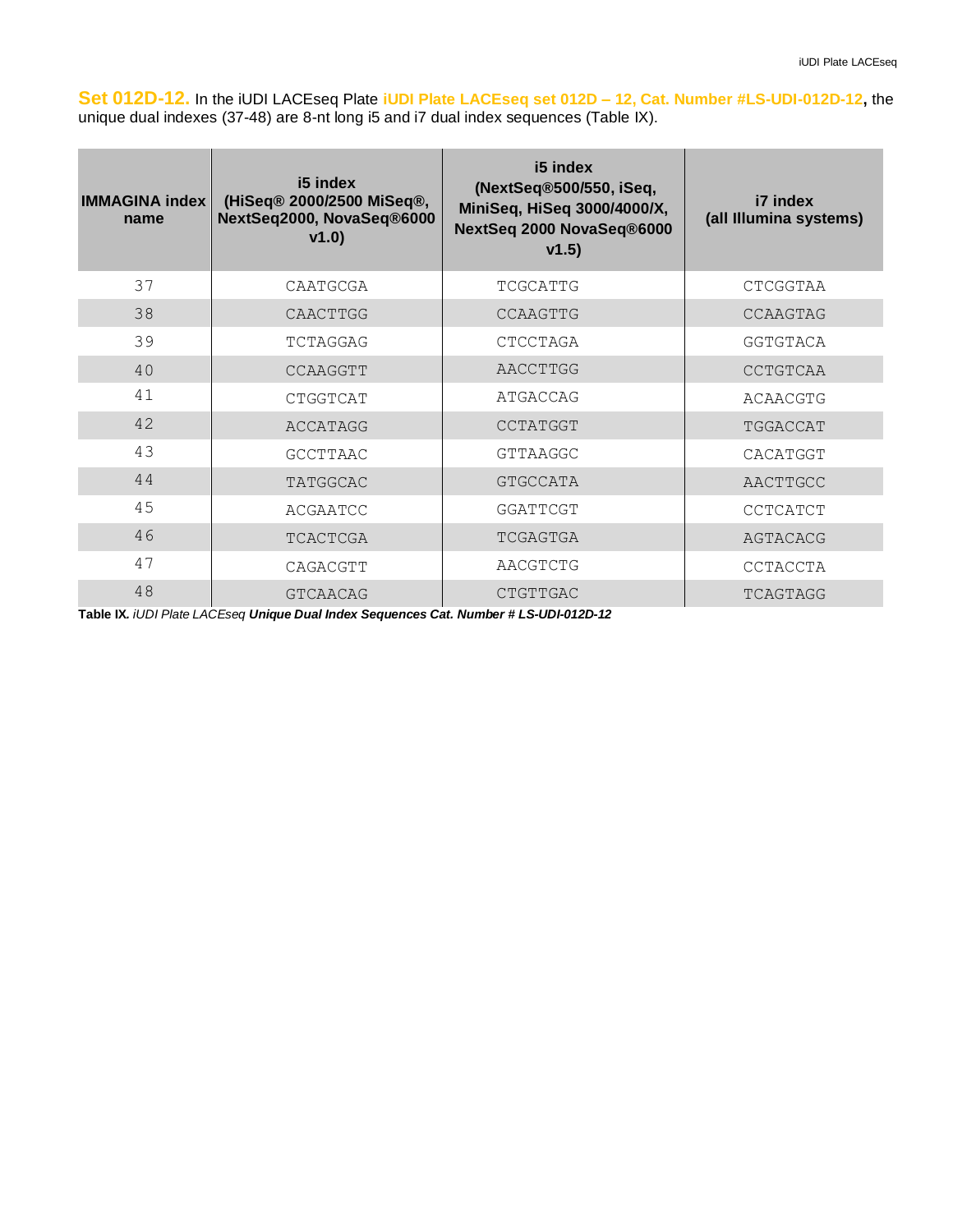**Set 012D-12.** In the iUDI LACEseq Plate **iUDI Plate LACEseq set 012D – 12, Cat. Number #LS-UDI-012D-12,** the unique dual indexes (37-48) are 8-nt long i5 and i7 dual index sequences (Table IX).

| IMMAGINA index name | i5 index (HiSeq® 2000/2500 MiSeq®, NextSeq2000, NovaSeq®6000 v1.0) | i5 index (NextSeq®500/550, iSeq, MiniSeq, HiSeq 3000/4000/X, NextSeq 2000 NovaSeq®6000 v1.5) | i7 index (all Illumina systems) |
|---|---|---|---|
| 37 | CAATGCGA | TCGCATTG | CTCGGTAA |
| 38 | CAACTTGG | CCAAGTTG | CCAAGTAG |
| 39 | TCTAGGAG | CTCCTAGA | GGTGTACA |
| 40 | CCAAGGTT | AACCTTGG | CCTGTCAA |
| 41 | CTGGTCAT | ATGACCAG | ACAACGTG |
| 42 | ACCATAGG | CCTATGGT | TGGACCAT |
| 43 | GCCTTAAC | GTTAAGGC | CACATGGT |
| 44 | TATGGCAC | GTGCCATA | AACTTGCC |
| 45 | ACGAATCC | GGATTCGT | CCTCATCT |
| 46 | TCACTCGA | TCGAGTGA | AGTACACG |
| 47 | CAGACGTT | AACGTCTG | CCTACCTA |
| 48 | GTCAACAG | CTGTTGAC | TCAGTAGG |

**Table IX.** *iUDI Plate LACEseq* ***Unique Dual Index Sequences Cat. Number # LS-UDI-012D-12***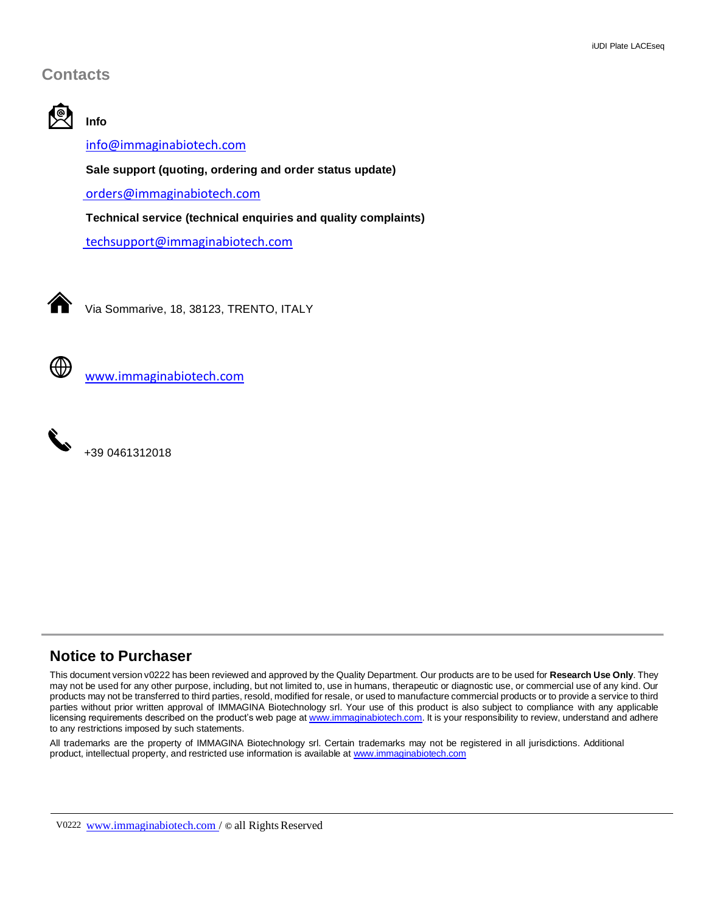## Contacts

**Info**

info@immaginabiotech.com

**Sale support (quoting, ordering and order status update)**

orders@immaginabiotech.com

**Technical service (technical enquiries and quality complaints)**

techsupport@immaginabiotech.com

Via Sommarive, 18, 38123, TRENTO, ITALY

www.immaginabiotech.com

+39 0461312018

---

## Notice to Purchaser

This document version v0222 has been reviewed and approved by the Quality Department. Our products are to be used for **Research Use Only**. They may not be used for any other purpose, including, but not limited to, use in humans, therapeutic or diagnostic use, or commercial use of any kind. Our products may not be transferred to third parties, resold, modified for resale, or used to manufacture commercial products or to provide a service to third parties without prior written approval of IMMAGINA Biotechnology srl. Your use of this product is also subject to compliance with any applicable licensing requirements described on the product's web page at www.immaginabiotech.com. It is your responsibility to review, understand and adhere to any restrictions imposed by such statements.

All trademarks are the property of IMMAGINA Biotechnology srl. Certain trademarks may not be registered in all jurisdictions. Additional product, intellectual property, and restricted use information is available at www.immaginabiotech.com